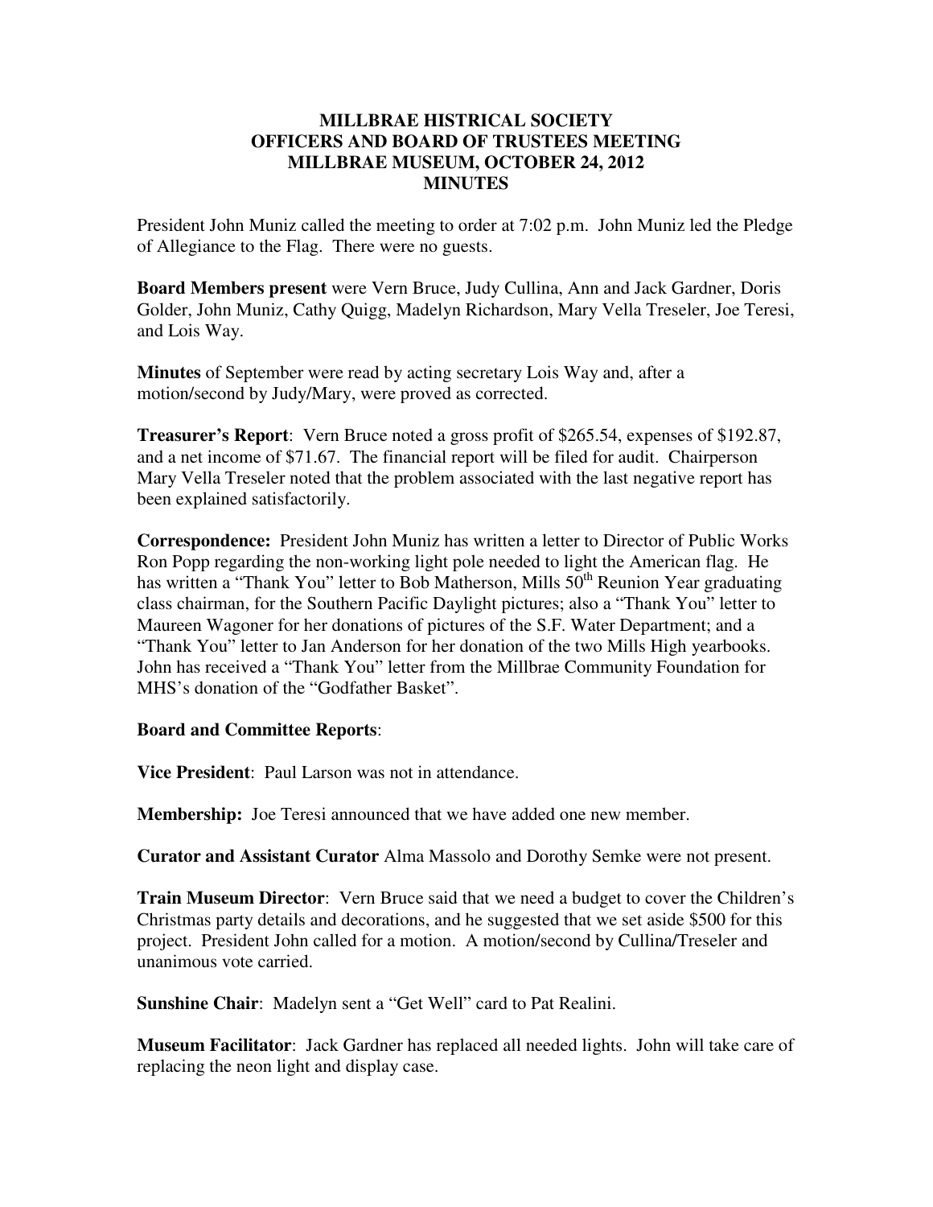**MILLBRAE HISTRICAL SOCIETY**
**OFFICERS AND BOARD OF TRUSTEES MEETING**
**MILLBRAE MUSEUM, OCTOBER 24, 2012**
**MINUTES**

President John Muniz called the meeting to order at 7:02 p.m. John Muniz led the Pledge of Allegiance to the Flag. There were no guests.

**Board Members present** were Vern Bruce, Judy Cullina, Ann and Jack Gardner, Doris Golder, John Muniz, Cathy Quigg, Madelyn Richardson, Mary Vella Treseler, Joe Teresi, and Lois Way.

**Minutes** of September were read by acting secretary Lois Way and, after a motion/second by Judy/Mary, were proved as corrected.

**Treasurer's Report**: Vern Bruce noted a gross profit of $265.54, expenses of $192.87, and a net income of $71.67. The financial report will be filed for audit. Chairperson Mary Vella Treseler noted that the problem associated with the last negative report has been explained satisfactorily.

**Correspondence:** President John Muniz has written a letter to Director of Public Works Ron Popp regarding the non-working light pole needed to light the American flag. He has written a "Thank You" letter to Bob Matherson, Mills 50th Reunion Year graduating class chairman, for the Southern Pacific Daylight pictures; also a "Thank You" letter to Maureen Wagoner for her donations of pictures of the S.F. Water Department; and a "Thank You" letter to Jan Anderson for her donation of the two Mills High yearbooks. John has received a "Thank You" letter from the Millbrae Community Foundation for MHS's donation of the "Godfather Basket".

**Board and Committee Reports**:

**Vice President**: Paul Larson was not in attendance.

**Membership:** Joe Teresi announced that we have added one new member.

**Curator and Assistant Curator** Alma Massolo and Dorothy Semke were not present.

**Train Museum Director**: Vern Bruce said that we need a budget to cover the Children's Christmas party details and decorations, and he suggested that we set aside $500 for this project. President John called for a motion. A motion/second by Cullina/Treseler and unanimous vote carried.

**Sunshine Chair**: Madelyn sent a "Get Well" card to Pat Realini.

**Museum Facilitator**: Jack Gardner has replaced all needed lights. John will take care of replacing the neon light and display case.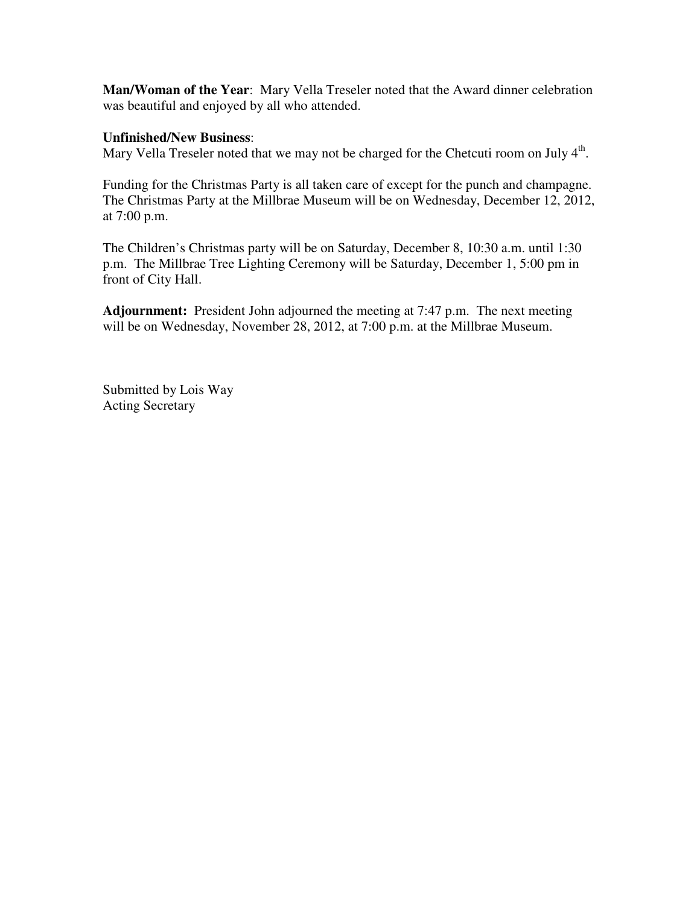**Man/Woman of the Year**: Mary Vella Treseler noted that the Award dinner celebration was beautiful and enjoyed by all who attended.

**Unfinished/New Business**:
Mary Vella Treseler noted that we may not be charged for the Chetcuti room on July 4th.

Funding for the Christmas Party is all taken care of except for the punch and champagne. The Christmas Party at the Millbrae Museum will be on Wednesday, December 12, 2012, at 7:00 p.m.

The Children's Christmas party will be on Saturday, December 8, 10:30 a.m. until 1:30 p.m. The Millbrae Tree Lighting Ceremony will be Saturday, December 1, 5:00 pm in front of City Hall.

**Adjournment:** President John adjourned the meeting at 7:47 p.m. The next meeting will be on Wednesday, November 28, 2012, at 7:00 p.m. at the Millbrae Museum.

Submitted by Lois Way
Acting Secretary